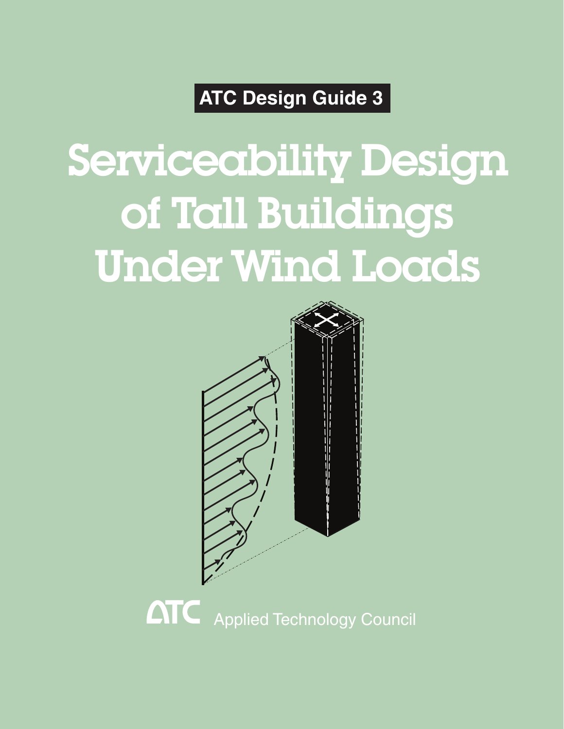**ATC Design Guide 3**

# Serviceability Design of Tall Buildings Under Wind Loads

ATC Applied Technology Council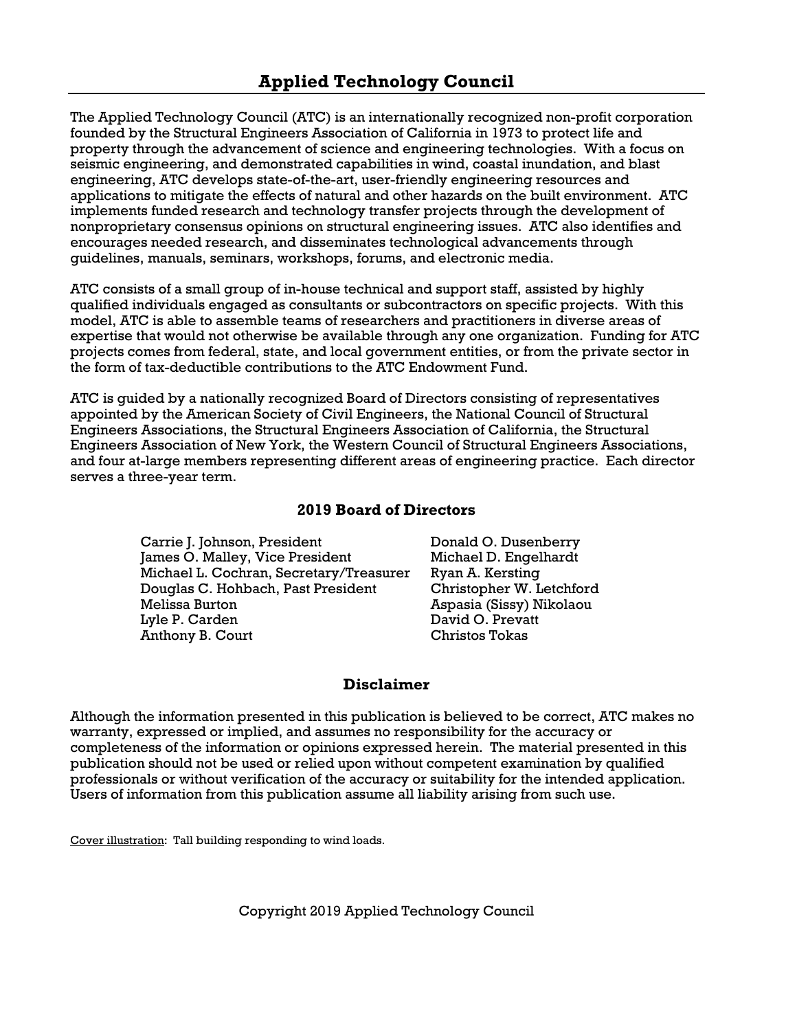# Applied Technology Council

The Applied Technology Council (ATC) is an internationally recognized non-profit corporation founded by the Structural Engineers Association of California in 1973 to protect life and property through the advancement of science and engineering technologies. With a focus on seismic engineering, and demonstrated capabilities in wind, coastal inundation, and blast engineering, ATC develops state-of-the-art, user-friendly engineering resources and applications to mitigate the effects of natural and other hazards on the built environment. ATC implements funded research and technology transfer projects through the development of nonproprietary consensus opinions on structural engineering issues. ATC also identifies and encourages needed research, and disseminates technological advancements through guidelines, manuals, seminars, workshops, forums, and electronic media.

ATC consists of a small group of in-house technical and support staff, assisted by highly qualified individuals engaged as consultants or subcontractors on specific projects. With this model, ATC is able to assemble teams of researchers and practitioners in diverse areas of expertise that would not otherwise be available through any one organization. Funding for ATC projects comes from federal, state, and local government entities, or from the private sector in the form of tax-deductible contributions to the ATC Endowment Fund.

ATC is guided by a nationally recognized Board of Directors consisting of representatives appointed by the American Society of Civil Engineers, the National Council of Structural Engineers Associations, the Structural Engineers Association of California, the Structural Engineers Association of New York, the Western Council of Structural Engineers Associations, and four at-large members representing different areas of engineering practice. Each director serves a three-year term.

## 2019 Board of Directors

Carrie J. Johnson, President
James O. Malley, Vice President
Michael L. Cochran, Secretary/Treasurer
Douglas C. Hohbach, Past President
Melissa Burton
Lyle P. Carden
Anthony B. Court
Donald O. Dusenberry
Michael D. Engelhardt
Ryan A. Kersting
Christopher W. Letchford
Aspasia (Sissy) Nikolaou
David O. Prevatt
Christos Tokas

## Disclaimer

Although the information presented in this publication is believed to be correct, ATC makes no warranty, expressed or implied, and assumes no responsibility for the accuracy or completeness of the information or opinions expressed herein. The material presented in this publication should not be used or relied upon without competent examination by qualified professionals or without verification of the accuracy or suitability for the intended application. Users of information from this publication assume all liability arising from such use.

Cover illustration: Tall building responding to wind loads.

Copyright 2019 Applied Technology Council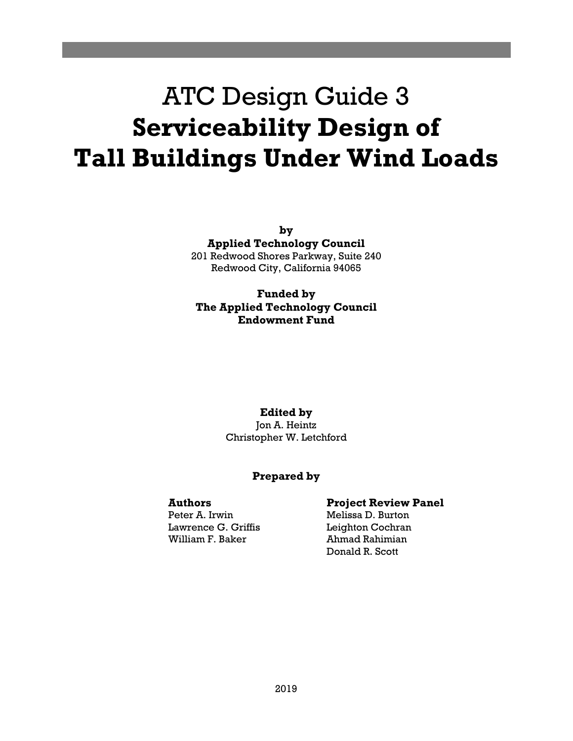# ATC Design Guide 3
# **Serviceability Design of Tall Buildings Under Wind Loads**

**by**
**Applied Technology Council**
201 Redwood Shores Parkway, Suite 240
Redwood City, California 94065

**Funded by**
**The Applied Technology Council Endowment Fund**

**Edited by**
Jon A. Heintz
Christopher W. Letchford

**Prepared by**

**Authors**
Peter A. Irwin
Lawrence G. Griffis
William F. Baker

**Project Review Panel**
Melissa D. Burton
Leighton Cochran
Ahmad Rahimian
Donald R. Scott

2019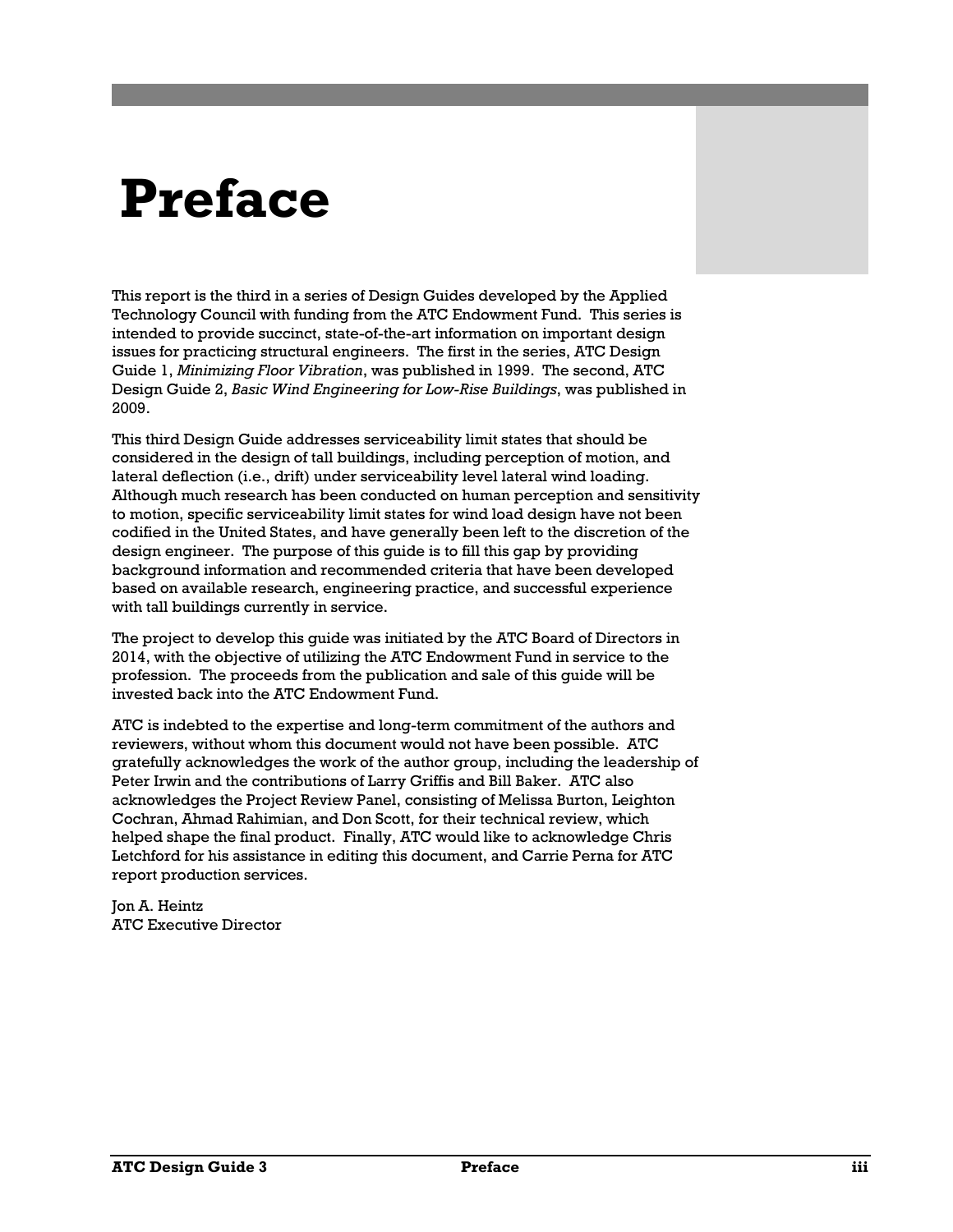# Preface

This report is the third in a series of Design Guides developed by the Applied Technology Council with funding from the ATC Endowment Fund. This series is intended to provide succinct, state-of-the-art information on important design issues for practicing structural engineers. The first in the series, ATC Design Guide 1, *Minimizing Floor Vibration*, was published in 1999. The second, ATC Design Guide 2, *Basic Wind Engineering for Low-Rise Buildings*, was published in 2009.

This third Design Guide addresses serviceability limit states that should be considered in the design of tall buildings, including perception of motion, and lateral deflection (i.e., drift) under serviceability level lateral wind loading. Although much research has been conducted on human perception and sensitivity to motion, specific serviceability limit states for wind load design have not been codified in the United States, and have generally been left to the discretion of the design engineer. The purpose of this guide is to fill this gap by providing background information and recommended criteria that have been developed based on available research, engineering practice, and successful experience with tall buildings currently in service.

The project to develop this guide was initiated by the ATC Board of Directors in 2014, with the objective of utilizing the ATC Endowment Fund in service to the profession. The proceeds from the publication and sale of this guide will be invested back into the ATC Endowment Fund.

ATC is indebted to the expertise and long-term commitment of the authors and reviewers, without whom this document would not have been possible. ATC gratefully acknowledges the work of the author group, including the leadership of Peter Irwin and the contributions of Larry Griffis and Bill Baker. ATC also acknowledges the Project Review Panel, consisting of Melissa Burton, Leighton Cochran, Ahmad Rahimian, and Don Scott, for their technical review, which helped shape the final product. Finally, ATC would like to acknowledge Chris Letchford for his assistance in editing this document, and Carrie Perna for ATC report production services.

Jon A. Heintz
ATC Executive Director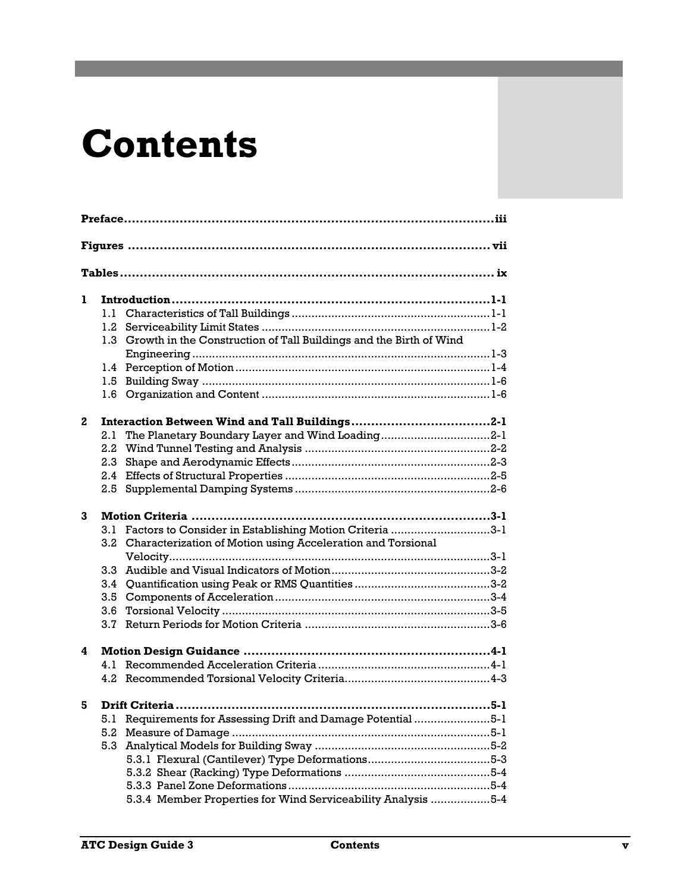# Contents

**Preface** .......................................................................................... iii

**Figures** .......................................................................................... vii

**Tables** .......................................................................................... ix

**1 Introduction** .......................................................................................... 1-1
- 1.1 Characteristics of Tall Buildings .......................................................................................... 1-1
- 1.2 Serviceability Limit States .......................................................................................... 1-2
- 1.3 Growth in the Construction of Tall Buildings and the Birth of Wind Engineering .......................................................................................... 1-3
- 1.4 Perception of Motion .......................................................................................... 1-4
- 1.5 Building Sway .......................................................................................... 1-6
- 1.6 Organization and Content .......................................................................................... 1-6

**2 Interaction Between Wind and Tall Buildings** .......................................................................................... 2-1
- 2.1 The Planetary Boundary Layer and Wind Loading .......................................................................................... 2-1
- 2.2 Wind Tunnel Testing and Analysis .......................................................................................... 2-2
- 2.3 Shape and Aerodynamic Effects .......................................................................................... 2-3
- 2.4 Effects of Structural Properties .......................................................................................... 2-5
- 2.5 Supplemental Damping Systems .......................................................................................... 2-6

**3 Motion Criteria** .......................................................................................... 3-1
- 3.1 Factors to Consider in Establishing Motion Criteria .......................................................................................... 3-1
- 3.2 Characterization of Motion using Acceleration and Torsional Velocity .......................................................................................... 3-1
- 3.3 Audible and Visual Indicators of Motion .......................................................................................... 3-2
- 3.4 Quantification using Peak or RMS Quantities .......................................................................................... 3-2
- 3.5 Components of Acceleration .......................................................................................... 3-4
- 3.6 Torsional Velocity .......................................................................................... 3-5
- 3.7 Return Periods for Motion Criteria .......................................................................................... 3-6

**4 Motion Design Guidance** .......................................................................................... 4-1
- 4.1 Recommended Acceleration Criteria .......................................................................................... 4-1
- 4.2 Recommended Torsional Velocity Criteria .......................................................................................... 4-3

**5 Drift Criteria** .......................................................................................... 5-1
- 5.1 Requirements for Assessing Drift and Damage Potential .......................................................................................... 5-1
- 5.2 Measure of Damage .......................................................................................... 5-1
- 5.3 Analytical Models for Building Sway .......................................................................................... 5-2
  - 5.3.1 Flexural (Cantilever) Type Deformations .......................................................................................... 5-3
  - 5.3.2 Shear (Racking) Type Deformations .......................................................................................... 5-4
  - 5.3.3 Panel Zone Deformations .......................................................................................... 5-4
  - 5.3.4 Member Properties for Wind Serviceability Analysis .......................................................................................... 5-4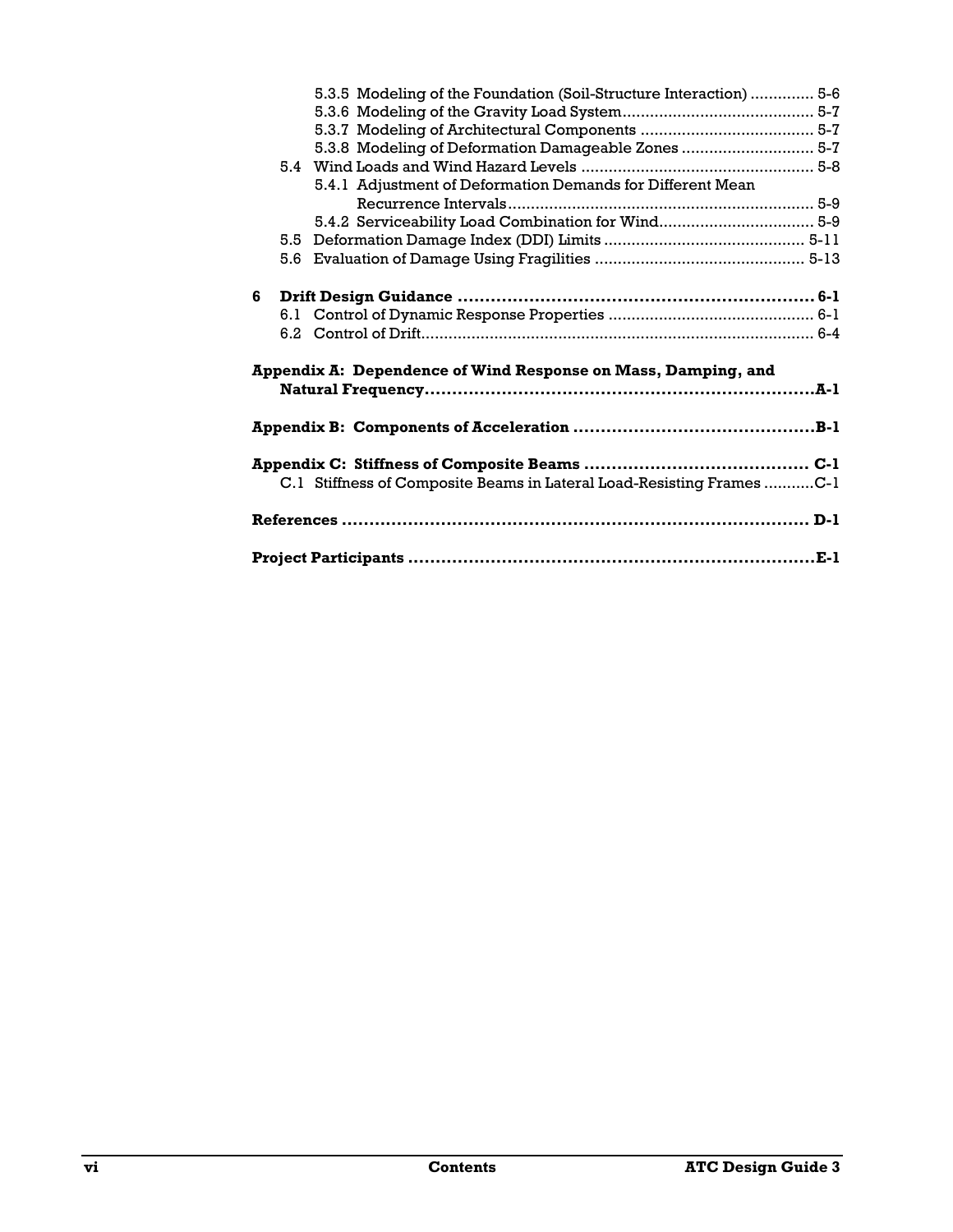5.3.5 Modeling of the Foundation (Soil-Structure Interaction) ............. 5-6
5.3.6 Modeling of the Gravity Load System.......................................... 5-7
5.3.7 Modeling of Architectural Components ...................................... 5-7
5.3.8 Modeling of Deformation Damageable Zones ............................ 5-7

5.4 Wind Loads and Wind Hazard Levels .................................................. 5-8
5.4.1 Adjustment of Deformation Demands for Different Mean Recurrence Intervals................................................................... 5-9
5.4.2 Serviceability Load Combination for Wind.................................. 5-9

5.5 Deformation Damage Index (DDI) Limits ........................................... 5-11

5.6 Evaluation of Damage Using Fragilities ............................................. 5-13

**6 Drift Design Guidance ................................................................ 6-1**

6.1 Control of Dynamic Response Properties ............................................ 6-1

6.2 Control of Drift..................................................................................... 6-4

**Appendix A: Dependence of Wind Response on Mass, Damping, and Natural Frequency.......................................................................A-1**

**Appendix B: Components of Acceleration ...........................................B-1**

**Appendix C: Stiffness of Composite Beams ........................................ C-1**

C.1 Stiffness of Composite Beams in Lateral Load-Resisting Frames ...........C-1

**References ..................................................................................... D-1**

**Project Participants ..........................................................................E-1**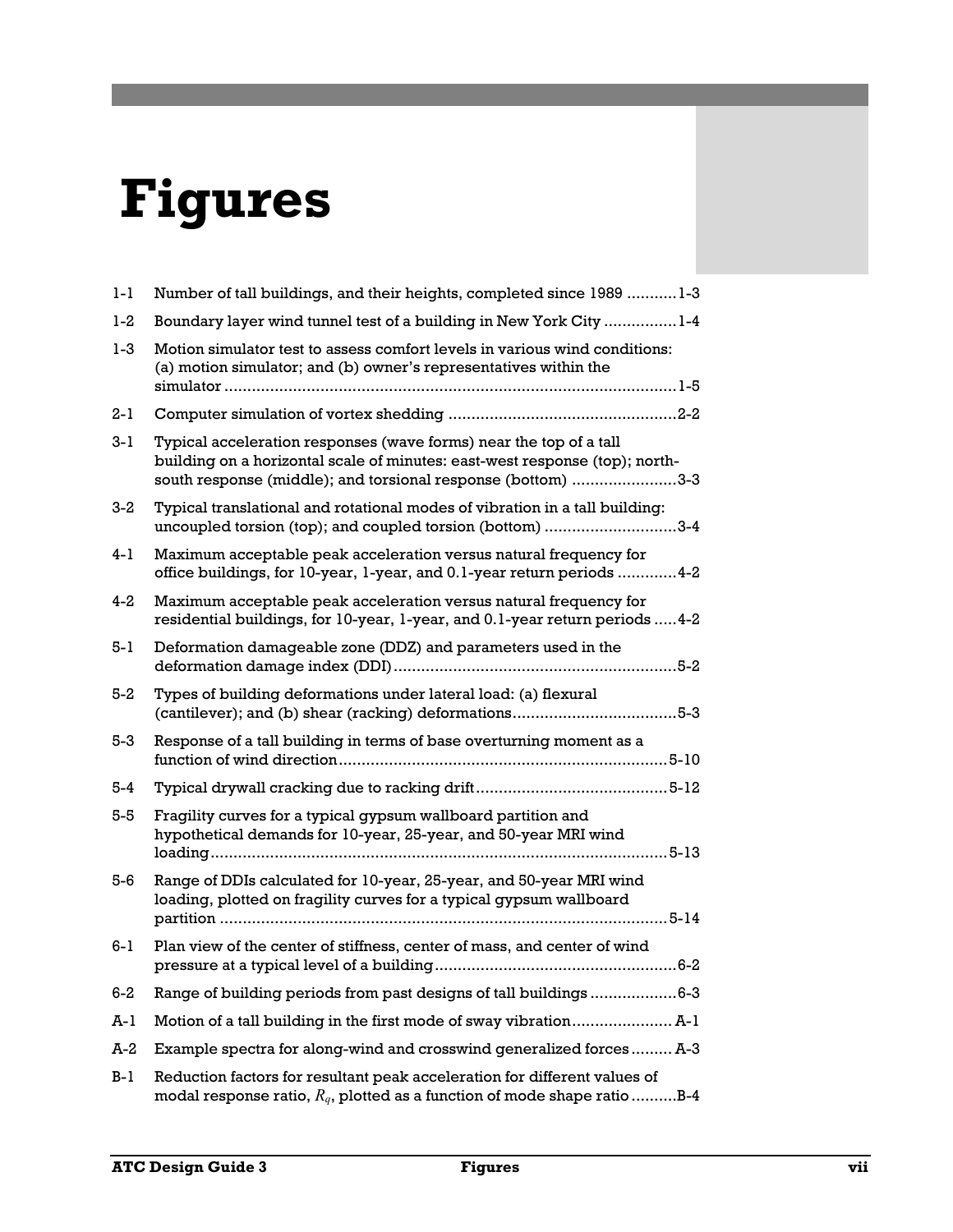# Figures

| | | |
|---|---|---|
| 1-1 | Number of tall buildings, and their heights, completed since 1989 | 1-3 |
| 1-2 | Boundary layer wind tunnel test of a building in New York City | 1-4 |
| 1-3 | Motion simulator test to assess comfort levels in various wind conditions: (a) motion simulator; and (b) owner's representatives within the simulator | 1-5 |
| 2-1 | Computer simulation of vortex shedding | 2-2 |
| 3-1 | Typical acceleration responses (wave forms) near the top of a tall building on a horizontal scale of minutes: east-west response (top); north-south response (middle); and torsional response (bottom) | 3-3 |
| 3-2 | Typical translational and rotational modes of vibration in a tall building: uncoupled torsion (top); and coupled torsion (bottom) | 3-4 |
| 4-1 | Maximum acceptable peak acceleration versus natural frequency for office buildings, for 10-year, 1-year, and 0.1-year return periods | 4-2 |
| 4-2 | Maximum acceptable peak acceleration versus natural frequency for residential buildings, for 10-year, 1-year, and 0.1-year return periods | 4-2 |
| 5-1 | Deformation damageable zone (DDZ) and parameters used in the deformation damage index (DDI) | 5-2 |
| 5-2 | Types of building deformations under lateral load: (a) flexural (cantilever); and (b) shear (racking) deformations | 5-3 |
| 5-3 | Response of a tall building in terms of base overturning moment as a function of wind direction | 5-10 |
| 5-4 | Typical drywall cracking due to racking drift | 5-12 |
| 5-5 | Fragility curves for a typical gypsum wallboard partition and hypothetical demands for 10-year, 25-year, and 50-year MRI wind loading | 5-13 |
| 5-6 | Range of DDIs calculated for 10-year, 25-year, and 50-year MRI wind loading, plotted on fragility curves for a typical gypsum wallboard partition | 5-14 |
| 6-1 | Plan view of the center of stiffness, center of mass, and center of wind pressure at a typical level of a building | 6-2 |
| 6-2 | Range of building periods from past designs of tall buildings | 6-3 |
| A-1 | Motion of a tall building in the first mode of sway vibration | A-1 |
| A-2 | Example spectra for along-wind and crosswind generalized forces | A-3 |
| B-1 | Reduction factors for resultant peak acceleration for different values of modal response ratio, $R_q$, plotted as a function of mode shape ratio | B-4 |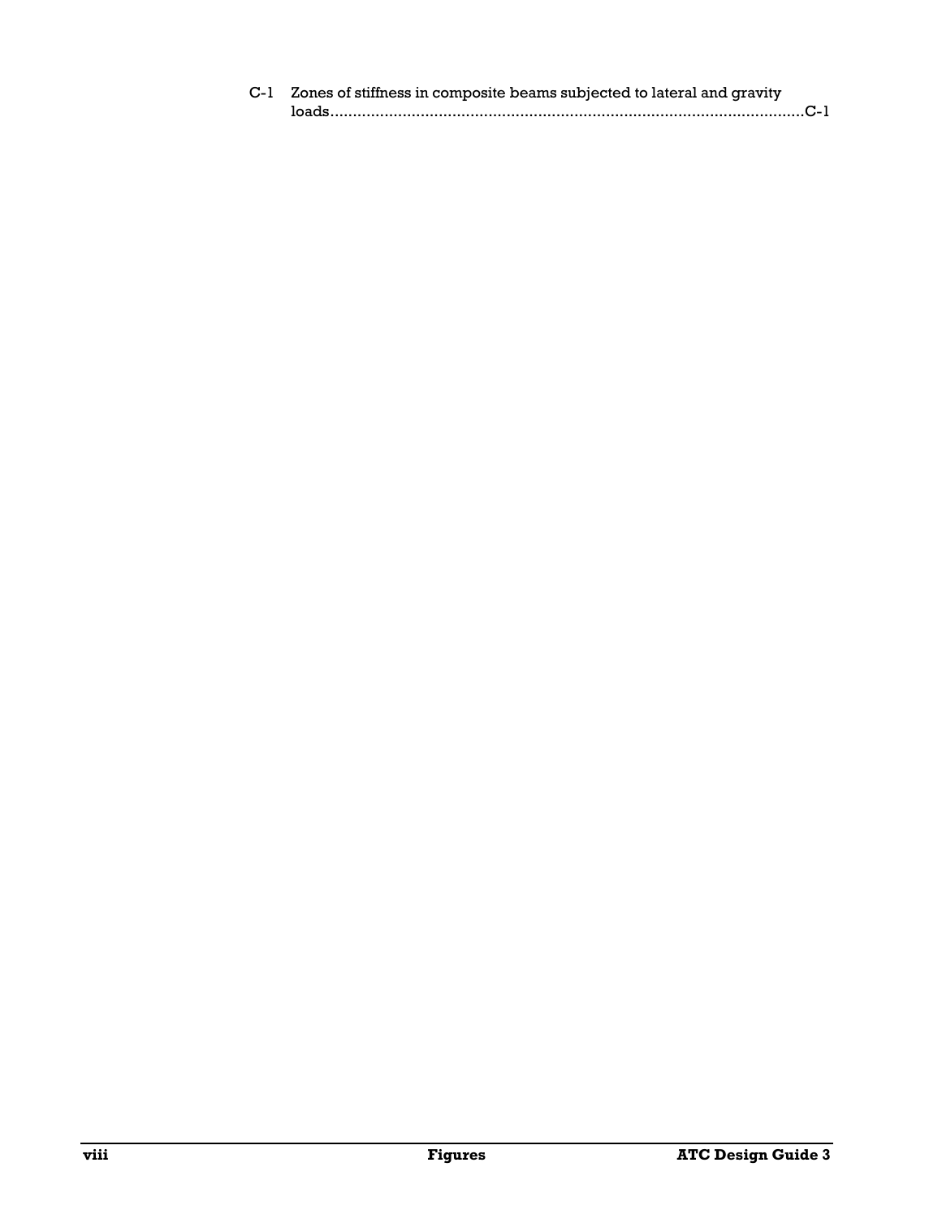C-1 Zones of stiffness in composite beams subjected to lateral and gravity loads........................................................................................................C-1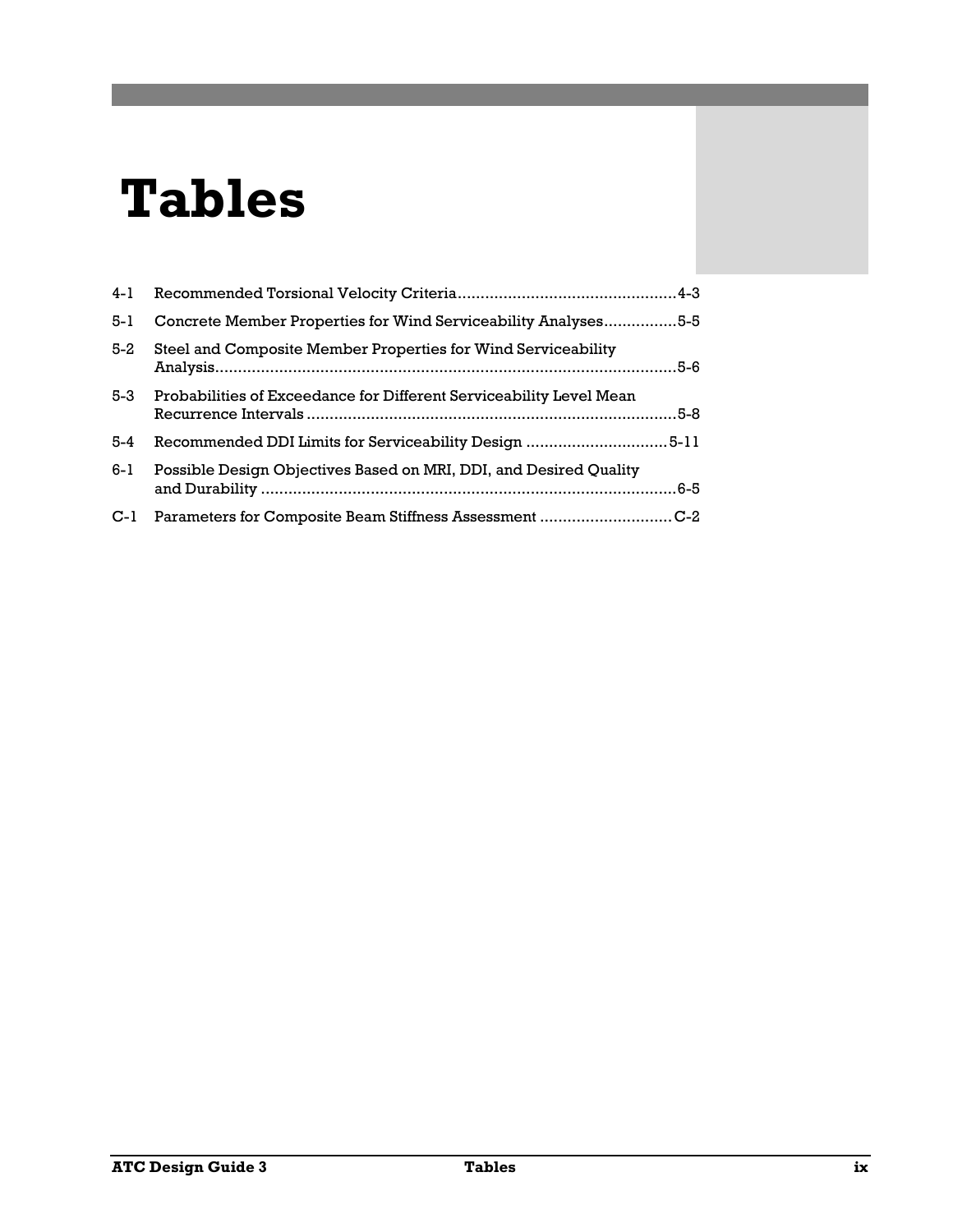# Tables

4-1 Recommended Torsional Velocity Criteria ................................................ 4-3

5-1 Concrete Member Properties for Wind Serviceability Analyses ................ 5-5

5-2 Steel and Composite Member Properties for Wind Serviceability Analysis ...................................................................................................... 5-6

5-3 Probabilities of Exceedance for Different Serviceability Level Mean Recurrence Intervals .................................................................................. 5-8

5-4 Recommended DDI Limits for Serviceability Design ............................... 5-11

6-1 Possible Design Objectives Based on MRI, DDI, and Desired Quality and Durability ........................................................................................... 6-5

C-1 Parameters for Composite Beam Stiffness Assessment ............................. C-2